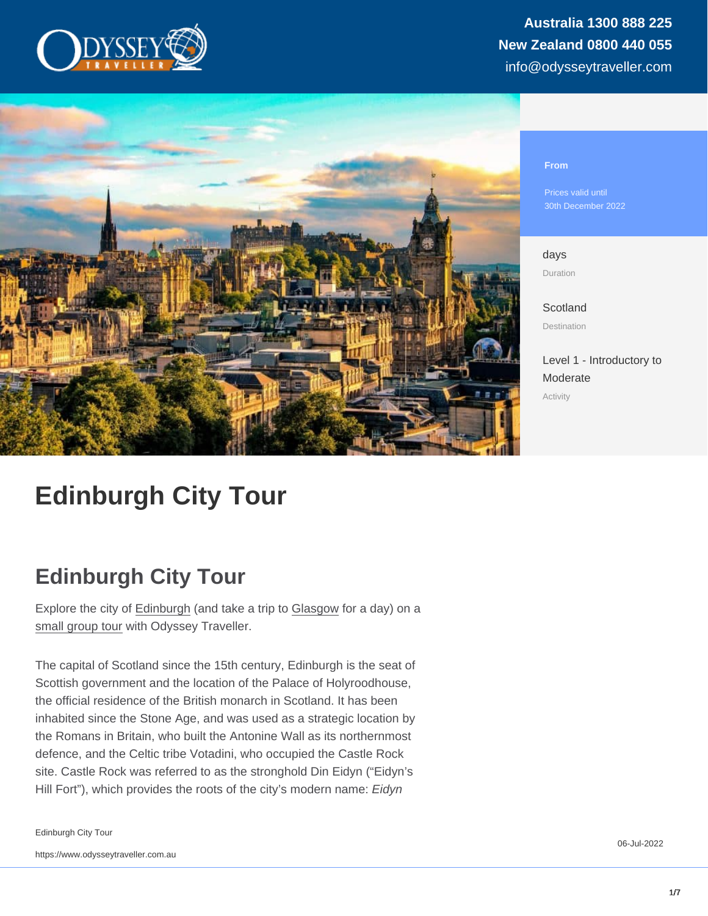Australia 1300 888 225
New Zealand 0800 440 055
info@odysseytraveller.com

From

Prices valid until
30th December 2022

days
Duration

Scotland
Destination

Level 1 - Introductory to Moderate
Activity

# Edinburgh City Tour

## Edinburgh City Tour

Explore the city of Edinburgh (and take a trip to Glasgow for a day) on a small group tour with Odyssey Traveller.

The capital of Scotland since the 15th century, Edinburgh is the seat of Scottish government and the location of the Palace of Holyroodhouse, the official residence of the British monarch in Scotland. It has been inhabited since the Stone Age, and was used as a strategic location by the Romans in Britain, who built the Antonine Wall as its northernmost defence, and the Celtic tribe Votadini, who occupied the Castle Rock site. Castle Rock was referred to as the stronghold Din Eidyn ("Eidyn's Hill Fort"), which provides the roots of the city's modern name: *Eidyn*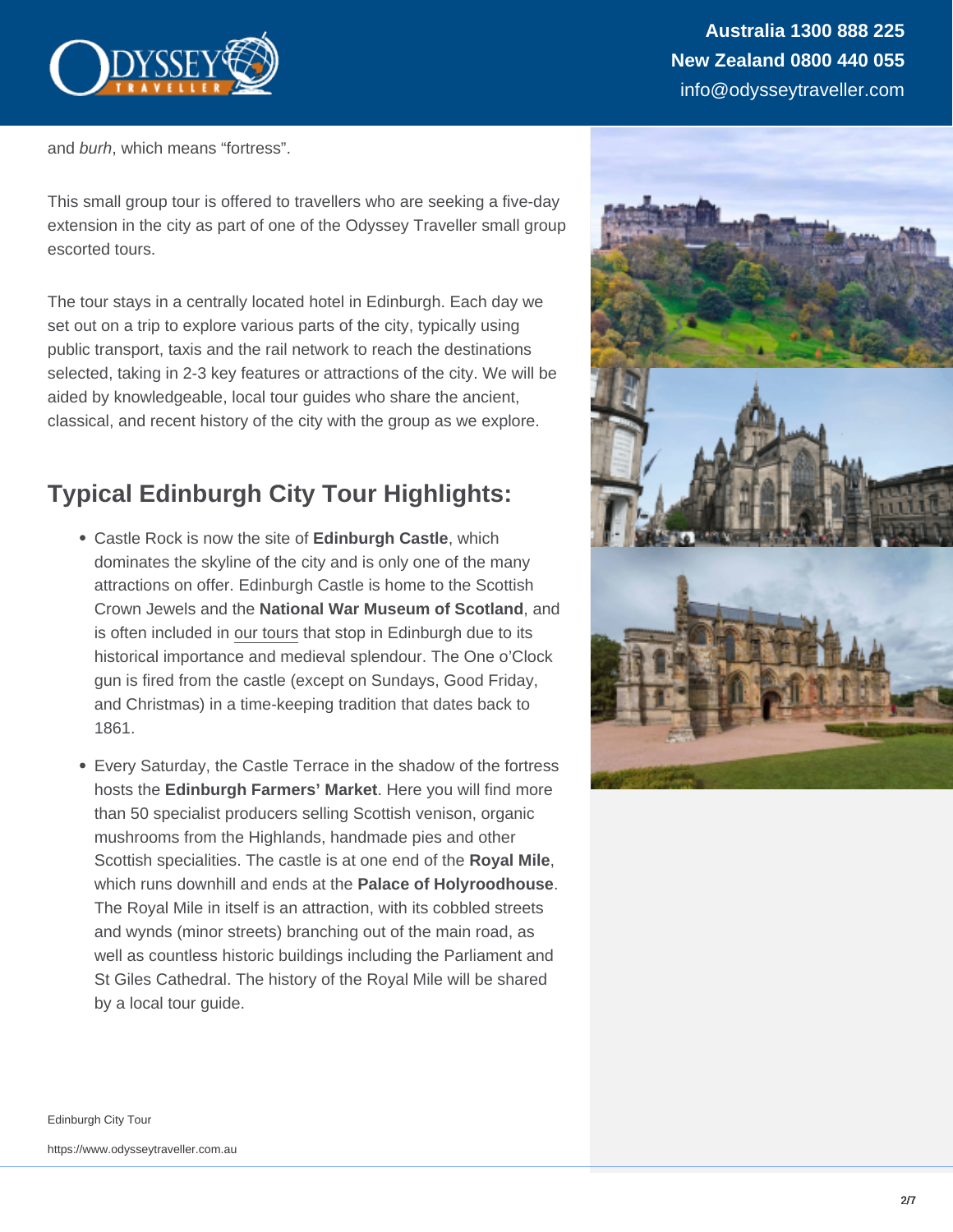and *burh*, which means “fortress”.

This small group tour is offered to travellers who are seeking a five-day extension in the city as part of one of the Odyssey Traveller small group escorted tours.

The tour stays in a centrally located hotel in Edinburgh. Each day we set out on a trip to explore various parts of the city, typically using public transport, taxis and the rail network to reach the destinations selected, taking in 2-3 key features or attractions of the city. We will be aided by knowledgeable, local tour guides who share the ancient, classical, and recent history of the city with the group as we explore.

## Typical Edinburgh City Tour Highlights:

- Castle Rock is now the site of **Edinburgh Castle**, which dominates the skyline of the city and is only one of the many attractions on offer. Edinburgh Castle is home to the Scottish Crown Jewels and the **National War Museum of Scotland**, and is often included in our tours that stop in Edinburgh due to its historical importance and medieval splendour. The One o'Clock gun is fired from the castle (except on Sundays, Good Friday, and Christmas) in a time-keeping tradition that dates back to 1861.
- Every Saturday, the Castle Terrace in the shadow of the fortress hosts the **Edinburgh Farmers' Market**. Here you will find more than 50 specialist producers selling Scottish venison, organic mushrooms from the Highlands, handmade pies and other Scottish specialities. The castle is at one end of the **Royal Mile**, which runs downhill and ends at the **Palace of Holyroodhouse**. The Royal Mile in itself is an attraction, with its cobbled streets and wynds (minor streets) branching out of the main road, as well as countless historic buildings including the Parliament and St Giles Cathedral. The history of the Royal Mile will be shared by a local tour guide.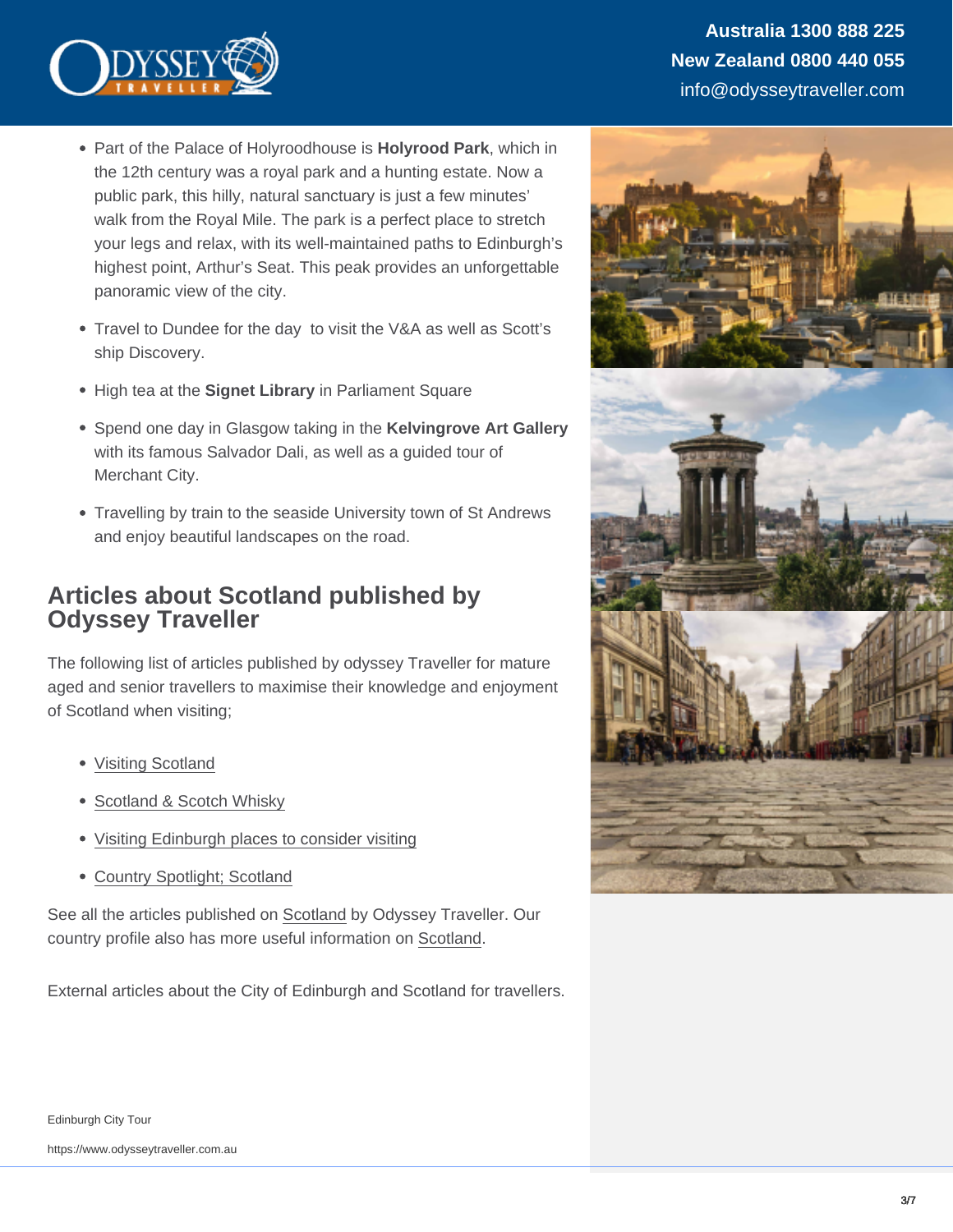- Part of the Palace of Holyroodhouse is **Holyrood Park**, which in the 12th century was a royal park and a hunting estate. Now a public park, this hilly, natural sanctuary is just a few minutes' walk from the Royal Mile. The park is a perfect place to stretch your legs and relax, with its well-maintained paths to Edinburgh's highest point, Arthur's Seat. This peak provides an unforgettable panoramic view of the city.
- Travel to Dundee for the day  to visit the V&A as well as Scott's ship Discovery.
- High tea at the **Signet Library** in Parliament Square
- Spend one day in Glasgow taking in the **Kelvingrove Art Gallery** with its famous Salvador Dali, as well as a guided tour of Merchant City.
- Travelling by train to the seaside University town of St Andrews and enjoy beautiful landscapes on the road.

## Articles about Scotland published by Odyssey Traveller

The following list of articles published by odyssey Traveller for mature aged and senior travellers to maximise their knowledge and enjoyment of Scotland when visiting;

- Visiting Scotland
- Scotland & Scotch Whisky
- Visiting Edinburgh places to consider visiting
- Country Spotlight; Scotland

See all the articles published on Scotland by Odyssey Traveller. Our country profile also has more useful information on Scotland.

External articles about the City of Edinburgh and Scotland for travellers.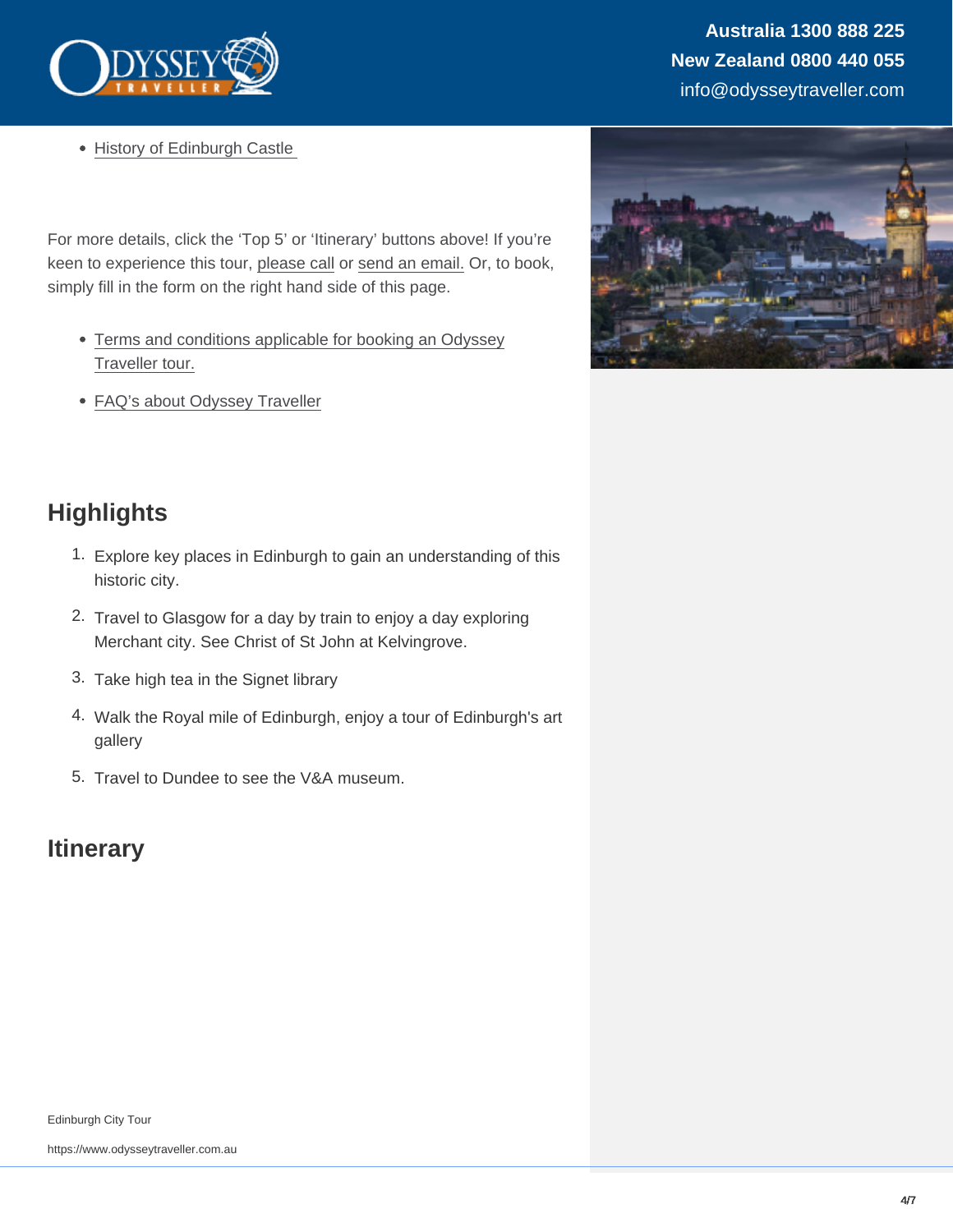- History of Edinburgh Castle

For more details, click the 'Top 5' or 'Itinerary' buttons above! If you're keen to experience this tour, please call or send an email. Or, to book, simply fill in the form on the right hand side of this page.

- Terms and conditions applicable for booking an Odyssey Traveller tour.
- FAQ's about Odyssey Traveller

## Highlights

1. Explore key places in Edinburgh to gain an understanding of this historic city.
2. Travel to Glasgow for a day by train to enjoy a day exploring Merchant city. See Christ of St John at Kelvingrove.
3. Take high tea in the Signet library
4. Walk the Royal mile of Edinburgh, enjoy a tour of Edinburgh's art gallery
5. Travel to Dundee to see the V&A museum.

## Itinerary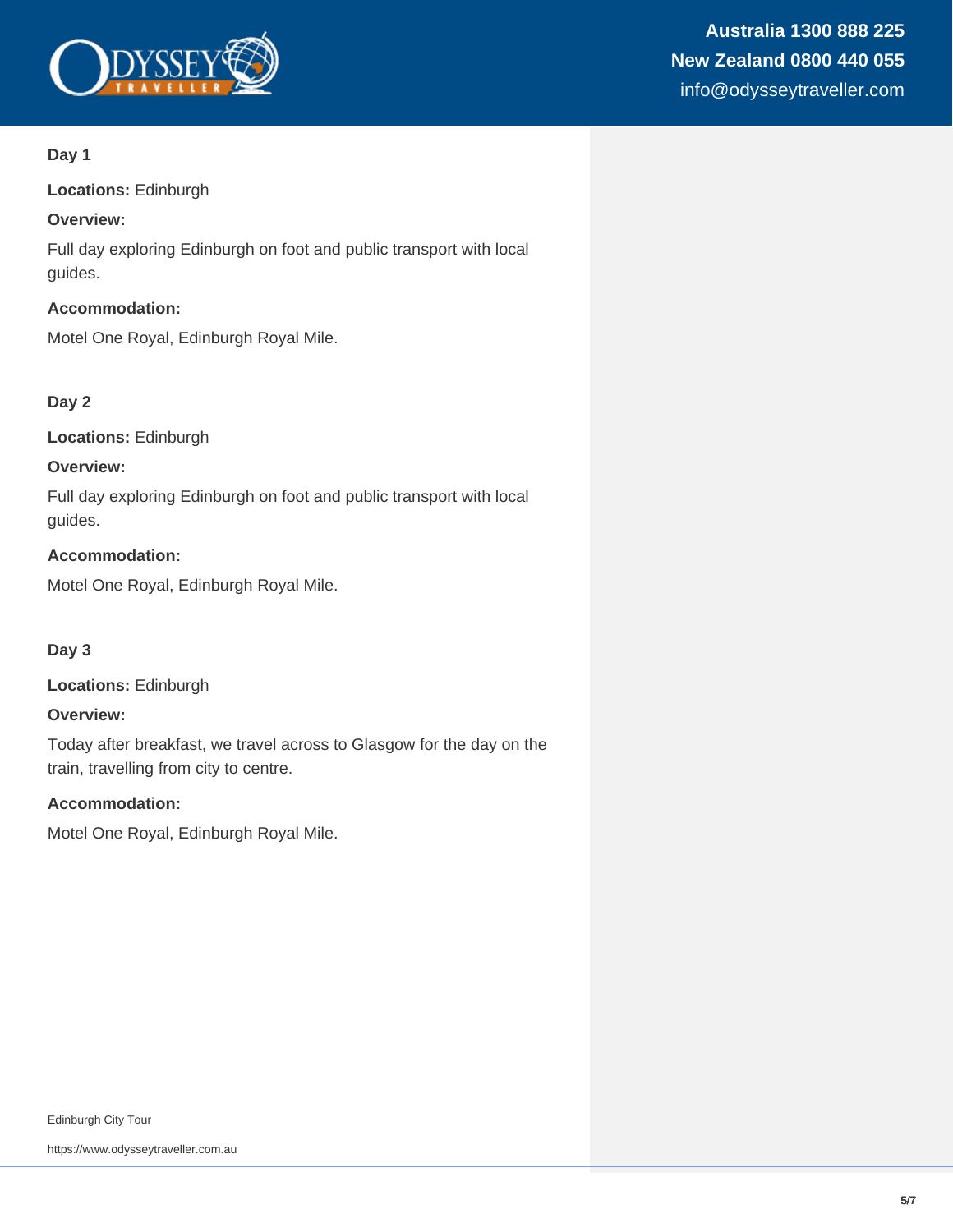### Day 1

**Locations:** Edinburgh

**Overview:**

Full day exploring Edinburgh on foot and public transport with local guides.

**Accommodation:**

Motel One Royal, Edinburgh Royal Mile.

### Day 2

**Locations:** Edinburgh

**Overview:**

Full day exploring Edinburgh on foot and public transport with local guides.

**Accommodation:**

Motel One Royal, Edinburgh Royal Mile.

### Day 3

**Locations:** Edinburgh

**Overview:**

Today after breakfast, we travel across to Glasgow for the day on the train, travelling from city to centre.

**Accommodation:**

Motel One Royal, Edinburgh Royal Mile.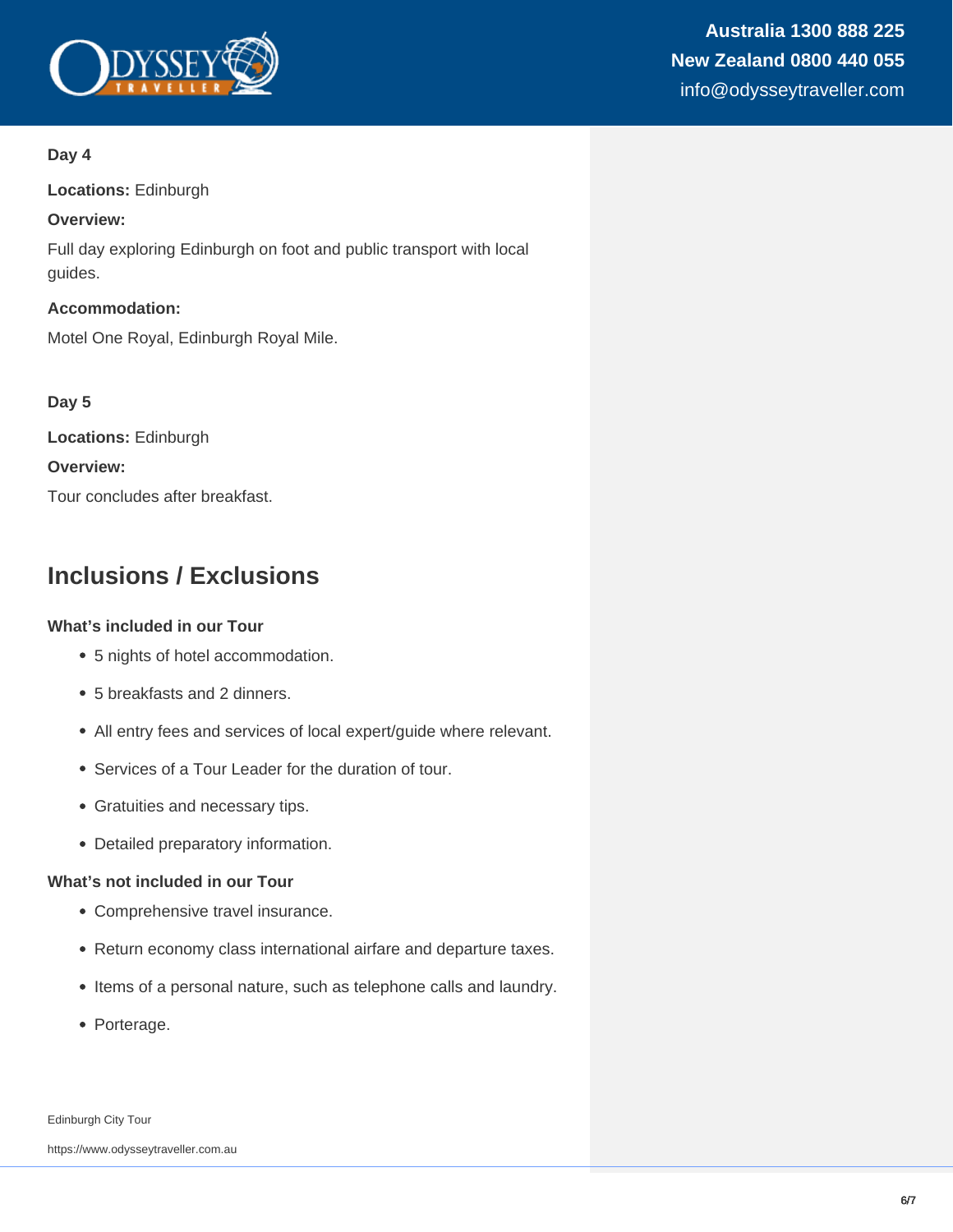**Day 4**

**Locations:** Edinburgh

**Overview:**

Full day exploring Edinburgh on foot and public transport with local guides.

**Accommodation:**

Motel One Royal, Edinburgh Royal Mile.

**Day 5**

**Locations:** Edinburgh

**Overview:**

Tour concludes after breakfast.

## Inclusions / Exclusions

**What's included in our Tour**

- 5 nights of hotel accommodation.
- 5 breakfasts and 2 dinners.
- All entry fees and services of local expert/guide where relevant.
- Services of a Tour Leader for the duration of tour.
- Gratuities and necessary tips.
- Detailed preparatory information.

**What's not included in our Tour**

- Comprehensive travel insurance.
- Return economy class international airfare and departure taxes.
- Items of a personal nature, such as telephone calls and laundry.
- Porterage.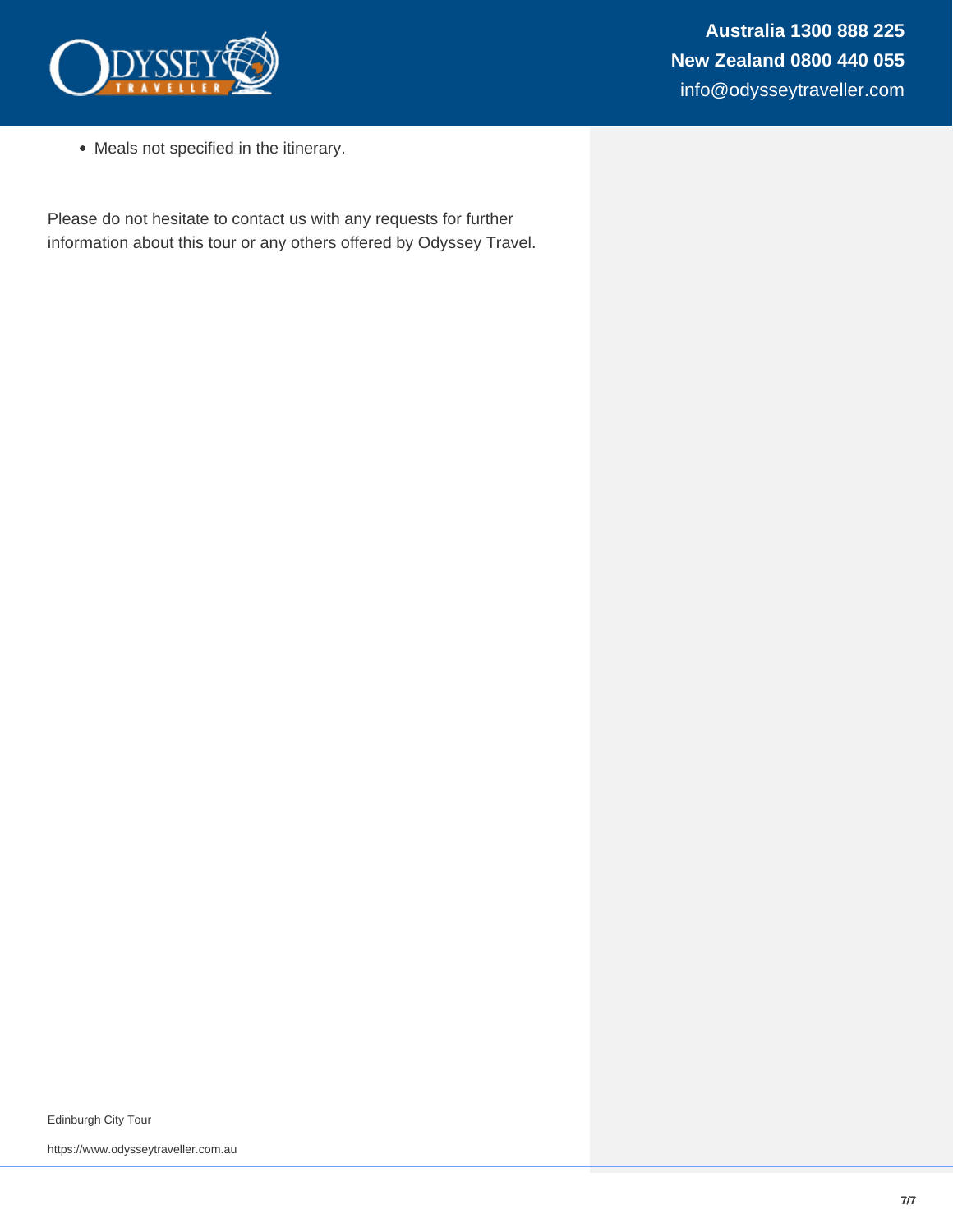- Meals not specified in the itinerary.

Please do not hesitate to contact us with any requests for further information about this tour or any others offered by Odyssey Travel.